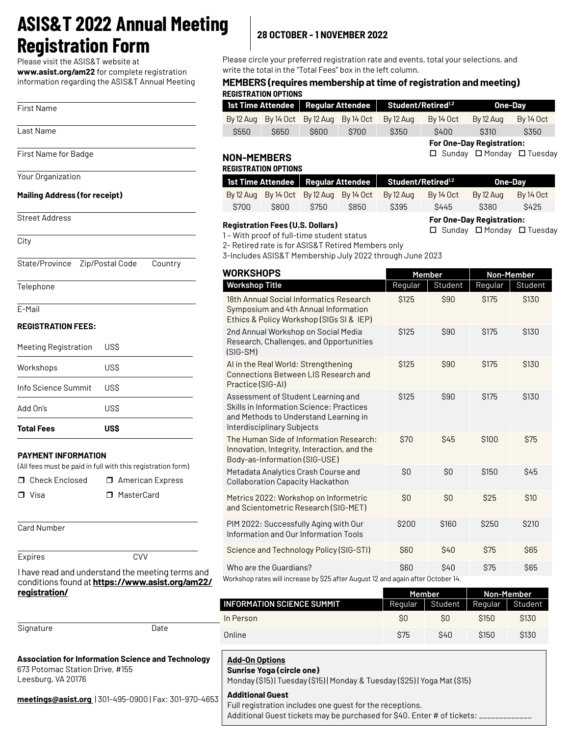# ASIS&T 2022 Annual Meeting Registration Form

**28 OCTOBER - 1 NOVEMBER 2022**

Please visit the ASIS&T website at **www.asist.org/am22** for complete registration information regarding the ASIS&T Annual Meeting

First Name

Last Name

First Name for Badge

Your Organization

**Mailing Address (for receipt)**

Street Address

City

State/Province Zip/Postal Code Country

Telephone

E-Mail

**REGISTRATION FEES:**

| | |
|---|---|
| Meeting Registration | US$ |
| Workshops | US$ |
| Info Science Summit | US$ |
| Add On's | US$ |
| **Total Fees** | **US$** |

**PAYMENT INFORMATION**

(All fees must be paid in full with this registration form)

- ❐ Check Enclosed
- ❐ American Express
- ❐ Visa
- ❐ MasterCard

Card Number

Expires CVV

I have read and understand the meeting terms and conditions found at **https://www.asist.org/am22/registration/**

Signature Date

**Association for Information Science and Technology**
673 Potomac Station Drive, #155
Leesburg, VA 20176

**meetings@asist.org** | 301-495-0900 | Fax: 301-970-4653

Please circle your preferred registration rate and events, total your selections, and write the total in the "Total Fees" box in the left column.

## MEMBERS (requires membership at time of registration and meeting)

**REGISTRATION OPTIONS**

| 1st Time Attendee | | Regular Attendee | | Student/Retired[1,2] | | One-Day | |
|---|---|---|---|---|---|---|---|
| By 12 Aug | By 14 Oct | By 12 Aug | By 14 Oct | By 12 Aug | By 14 Oct | By 12 Aug | By 14 Oct |
| $550 | $650 | $600 | $700 | $350 | $400 | $310 | $350 |

**For One-Day Registration:**
☐ Sunday ☐ Monday ☐ Tuesday

## NON-MEMBERS

**REGISTRATION OPTIONS**

| 1st Time Attendee | | Regular Attendee | | Student/Retired[1,2] | | One-Day | |
|---|---|---|---|---|---|---|---|
| By 12 Aug | By 14 Oct | By 12 Aug | By 14 Oct | By 12 Aug | By 14 Oct | By 12 Aug | By 14 Oct |
| $700 | $800 | $750 | $850 | $395 | $445 | $380 | $425 |

**For One-Day Registration:**
☐ Sunday ☐ Monday ☐ Tuesday

**Registration Fees (U.S. Dollars)**

1 – With proof of full-time student status
2- Retired rate is for ASIS&T Retired Members only
3-Includes ASIS&T Membership July 2022 through June 2023

## WORKSHOPS

| Workshop Title | Member Regular | Member Student | Non-Member Regular | Non-Member Student |
|---|---|---|---|---|
| 18th Annual Social Informatics Research Symposium and 4th Annual Information Ethics & Policy Workshop (SIGs SI & IEP) | $125 | $90 | $175 | $130 |
| 2nd Annual Workshop on Social Media Research, Challenges, and Opportunities (SIG-SM) | $125 | $90 | $175 | $130 |
| AI in the Real World: Strengthening Connections Between LIS Research and Practice (SIG-AI) | $125 | $90 | $175 | $130 |
| Assessment of Student Learning and Skills in Information Science: Practices and Methods to Understand Learning in Interdisciplinary Subjects | $125 | $90 | $175 | $130 |
| The Human Side of Information Research: Innovation, Integrity, Interaction, and the Body-as-Information (SIG-USE) | $70 | $45 | $100 | $75 |
| Metadata Analytics Crash Course and Collaboration Capacity Hackathon | $0 | $0 | $150 | $45 |
| Metrics 2022: Workshop on Informetric and Scientometric Research (SIG-MET) | $0 | $0 | $25 | $10 |
| PIM 2022: Successfully Aging with Our Information and Our Information Tools | $200 | $160 | $250 | $210 |
| Science and Technology Policy (SIG-STI) | $60 | $40 | $75 | $65 |
| Who are the Guardians? | $60 | $40 | $75 | $65 |

Workshop rates will increase by $25 after August 12 and again after October 14.

| INFORMATION SCIENCE SUMMIT | Member Regular | Member Student | Non-Member Regular | Non-Member Student |
|---|---|---|---|---|
| In Person | $0 | $0 | $150 | $130 |
| Online | $75 | $40 | $150 | $130 |

**Add-On Options**

**Sunrise Yoga (circle one)**
Monday ($15) | Tuesday ($15) | Monday & Tuesday ($25) | Yoga Mat ($15)

**Additional Guest**
Full registration includes one guest for the receptions.
Additional Guest tickets may be purchased for $40. Enter # of tickets: ____________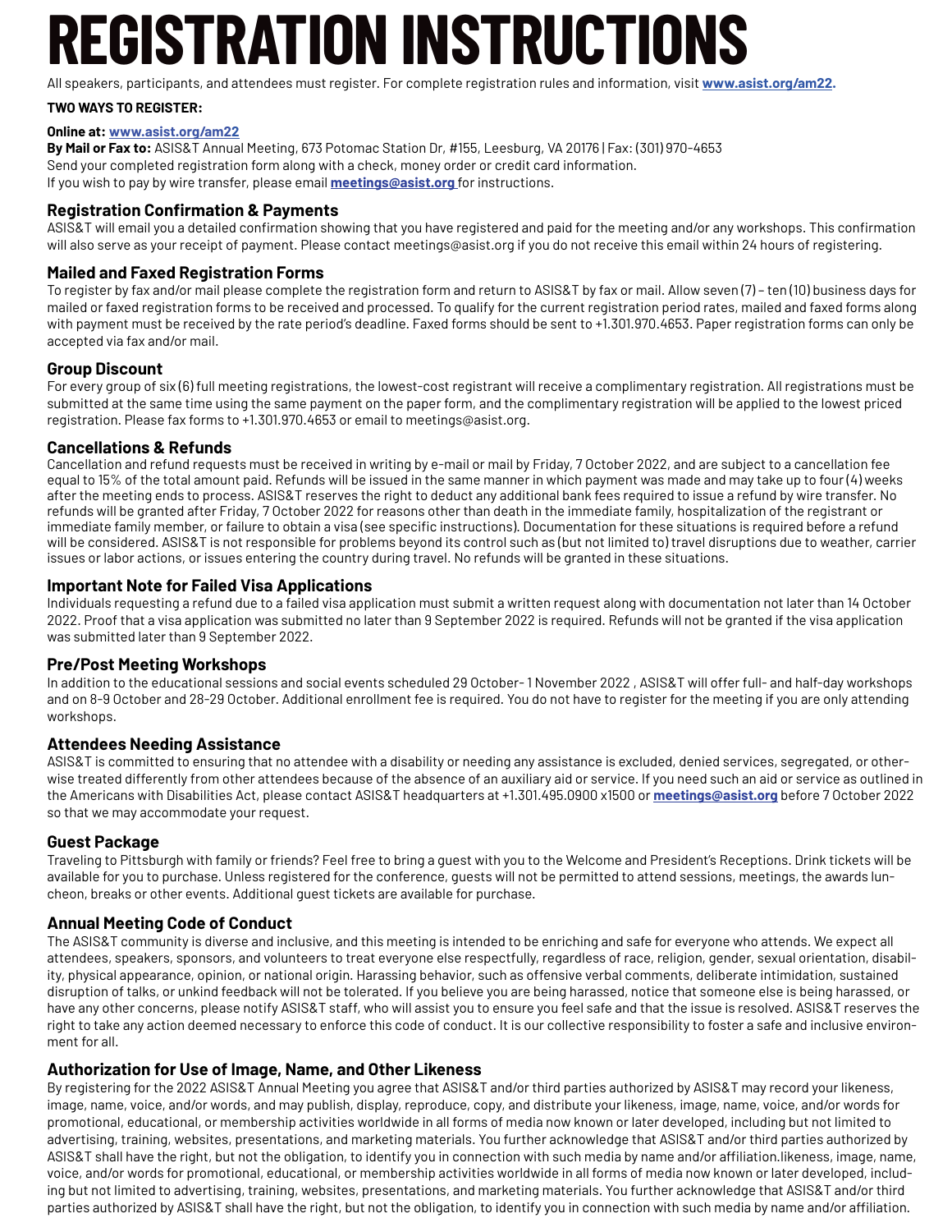# REGISTRATION INSTRUCTIONS

All speakers, participants, and attendees must register. For complete registration rules and information, visit **www.asist.org/am22.**

**TWO WAYS TO REGISTER:**

**Online at: www.asist.org/am22**
**By Mail or Fax to:** ASIS&T Annual Meeting, 673 Potomac Station Dr, #155, Leesburg, VA 20176 | Fax: (301) 970-4653
Send your completed registration form along with a check, money order or credit card information.
If you wish to pay by wire transfer, please email **meetings@asist.org** for instructions.

## Registration Confirmation & Payments

ASIS&T will email you a detailed confirmation showing that you have registered and paid for the meeting and/or any workshops. This confirmation will also serve as your receipt of payment. Please contact meetings@asist.org if you do not receive this email within 24 hours of registering.

## Mailed and Faxed Registration Forms

To register by fax and/or mail please complete the registration form and return to ASIS&T by fax or mail. Allow seven (7) – ten (10) business days for mailed or faxed registration forms to be received and processed. To qualify for the current registration period rates, mailed and faxed forms along with payment must be received by the rate period's deadline. Faxed forms should be sent to +1.301.970.4653. Paper registration forms can only be accepted via fax and/or mail.

## Group Discount

For every group of six (6) full meeting registrations, the lowest-cost registrant will receive a complimentary registration. All registrations must be submitted at the same time using the same payment on the paper form, and the complimentary registration will be applied to the lowest priced registration. Please fax forms to +1.301.970.4653 or email to meetings@asist.org.

## Cancellations & Refunds

Cancellation and refund requests must be received in writing by e-mail or mail by Friday, 7 October 2022, and are subject to a cancellation fee equal to 15% of the total amount paid. Refunds will be issued in the same manner in which payment was made and may take up to four (4) weeks after the meeting ends to process. ASIS&T reserves the right to deduct any additional bank fees required to issue a refund by wire transfer. No refunds will be granted after Friday, 7 October 2022 for reasons other than death in the immediate family, hospitalization of the registrant or immediate family member, or failure to obtain a visa (see specific instructions). Documentation for these situations is required before a refund will be considered. ASIS&T is not responsible for problems beyond its control such as (but not limited to) travel disruptions due to weather, carrier issues or labor actions, or issues entering the country during travel. No refunds will be granted in these situations.

## Important Note for Failed Visa Applications

Individuals requesting a refund due to a failed visa application must submit a written request along with documentation not later than 14 October 2022. Proof that a visa application was submitted no later than 9 September 2022 is required. Refunds will not be granted if the visa application was submitted later than 9 September 2022.

## Pre/Post Meeting Workshops

In addition to the educational sessions and social events scheduled 29 October- 1 November 2022 , ASIS&T will offer full- and half-day workshops and on 8-9 October and 28-29 October. Additional enrollment fee is required. You do not have to register for the meeting if you are only attending workshops.

## Attendees Needing Assistance

ASIS&T is committed to ensuring that no attendee with a disability or needing any assistance is excluded, denied services, segregated, or otherwise treated differently from other attendees because of the absence of an auxiliary aid or service. If you need such an aid or service as outlined in the Americans with Disabilities Act, please contact ASIS&T headquarters at +1.301.495.0900 x1500 or **meetings@asist.org** before 7 October 2022 so that we may accommodate your request.

## Guest Package

Traveling to Pittsburgh with family or friends? Feel free to bring a guest with you to the Welcome and President's Receptions. Drink tickets will be available for you to purchase. Unless registered for the conference, guests will not be permitted to attend sessions, meetings, the awards luncheon, breaks or other events. Additional guest tickets are available for purchase.

## Annual Meeting Code of Conduct

The ASIS&T community is diverse and inclusive, and this meeting is intended to be enriching and safe for everyone who attends. We expect all attendees, speakers, sponsors, and volunteers to treat everyone else respectfully, regardless of race, religion, gender, sexual orientation, disability, physical appearance, opinion, or national origin. Harassing behavior, such as offensive verbal comments, deliberate intimidation, sustained disruption of talks, or unkind feedback will not be tolerated. If you believe you are being harassed, notice that someone else is being harassed, or have any other concerns, please notify ASIS&T staff, who will assist you to ensure you feel safe and that the issue is resolved. ASIS&T reserves the right to take any action deemed necessary to enforce this code of conduct. It is our collective responsibility to foster a safe and inclusive environment for all.

## Authorization for Use of Image, Name, and Other Likeness

By registering for the 2022 ASIS&T Annual Meeting you agree that ASIS&T and/or third parties authorized by ASIS&T may record your likeness, image, name, voice, and/or words, and may publish, display, reproduce, copy, and distribute your likeness, image, name, voice, and/or words for promotional, educational, or membership activities worldwide in all forms of media now known or later developed, including but not limited to advertising, training, websites, presentations, and marketing materials. You further acknowledge that ASIS&T and/or third parties authorized by ASIS&T shall have the right, but not the obligation, to identify you in connection with such media by name and/or affiliation.likeness, image, name, voice, and/or words for promotional, educational, or membership activities worldwide in all forms of media now known or later developed, including but not limited to advertising, training, websites, presentations, and marketing materials. You further acknowledge that ASIS&T and/or third parties authorized by ASIS&T shall have the right, but not the obligation, to identify you in connection with such media by name and/or affiliation.